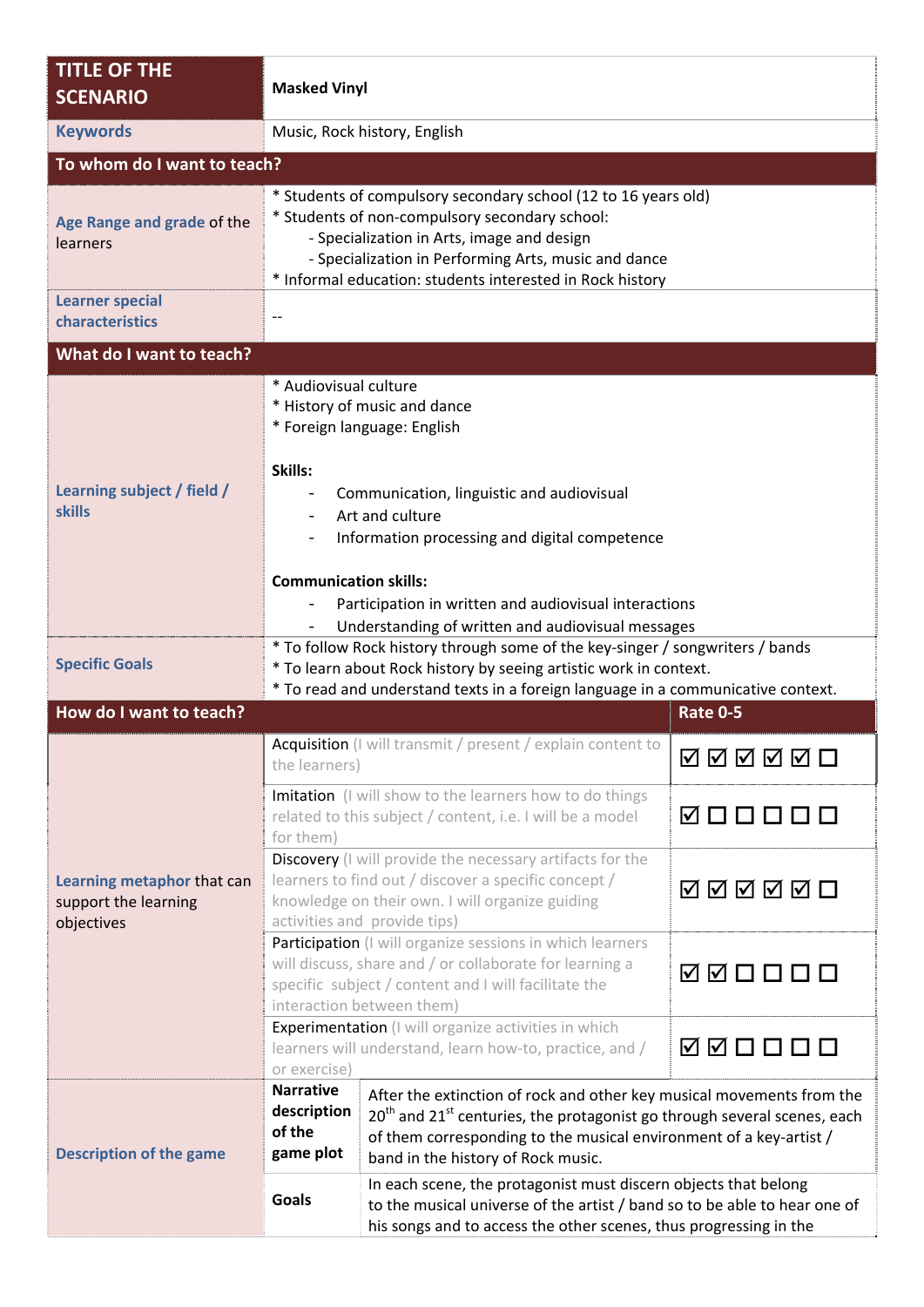| TITLE OF THE SCENARIO | Masked Vinyl | |
|---|---|---|
| Keywords | Music, Rock history, English | |
| **To whom do I want to teach?** | | |
| Age Range and grade of the learners | * Students of compulsory secondary school (12 to 16 years old)<br>* Students of non-compulsory secondary school:<br>- Specialization in Arts, image and design<br>- Specialization in Performing Arts, music and dance<br>* Informal education: students interested in Rock history | |
| Learner special characteristics | -- | |
| **What do I want to teach?** | | |
| Learning subject / field / skills | * Audiovisual culture<br>* History of music and dance<br>* Foreign language: English<br><br>**Skills:**<br>- Communication, linguistic and audiovisual<br>- Art and culture<br>- Information processing and digital competence<br><br>**Communication skills:**<br>- Participation in written and audiovisual interactions<br>- Understanding of written and audiovisual messages | |
| Specific Goals | * To follow Rock history through some of the key-singer / songwriters / bands<br>* To learn about Rock history by seeing artistic work in context.<br>* To read and understand texts in a foreign language in a communicative context. | |
| **How do I want to teach?** | | **Rate 0-5** |
| Learning metaphor that can support the learning objectives | Acquisition (I will transmit / present / explain content to the learners) | ☑ ☑ ☑ ☑ ☑ ☐ |
| | Imitation (I will show to the learners how to do things related to this subject / content, i.e. I will be a model for them) | ☑ ☐ ☐ ☐ ☐ ☐ |
| | Discovery (I will provide the necessary artifacts for the learners to find out / discover a specific concept / knowledge on their own. I will organize guiding activities and provide tips) | ☑ ☑ ☑ ☑ ☑ ☐ |
| | Participation (I will organize sessions in which learners will discuss, share and / or collaborate for learning a specific subject / content and I will facilitate the interaction between them) | ☑ ☑ ☐ ☐ ☐ ☐ |
| | Experimentation (I will organize activities in which learners will understand, learn how-to, practice, and / or exercise) | ☑ ☑ ☐ ☐ ☐ ☐ |
| Description of the game | **Narrative description of the game plot** | After the extinction of rock and other key musical movements from the 20th and 21st centuries, the protagonist go through several scenes, each of them corresponding to the musical environment of a key-artist / band in the history of Rock music. |
| | **Goals** | In each scene, the protagonist must discern objects that belong to the musical universe of the artist / band so to be able to hear one of his songs and to access the other scenes, thus progressing in the |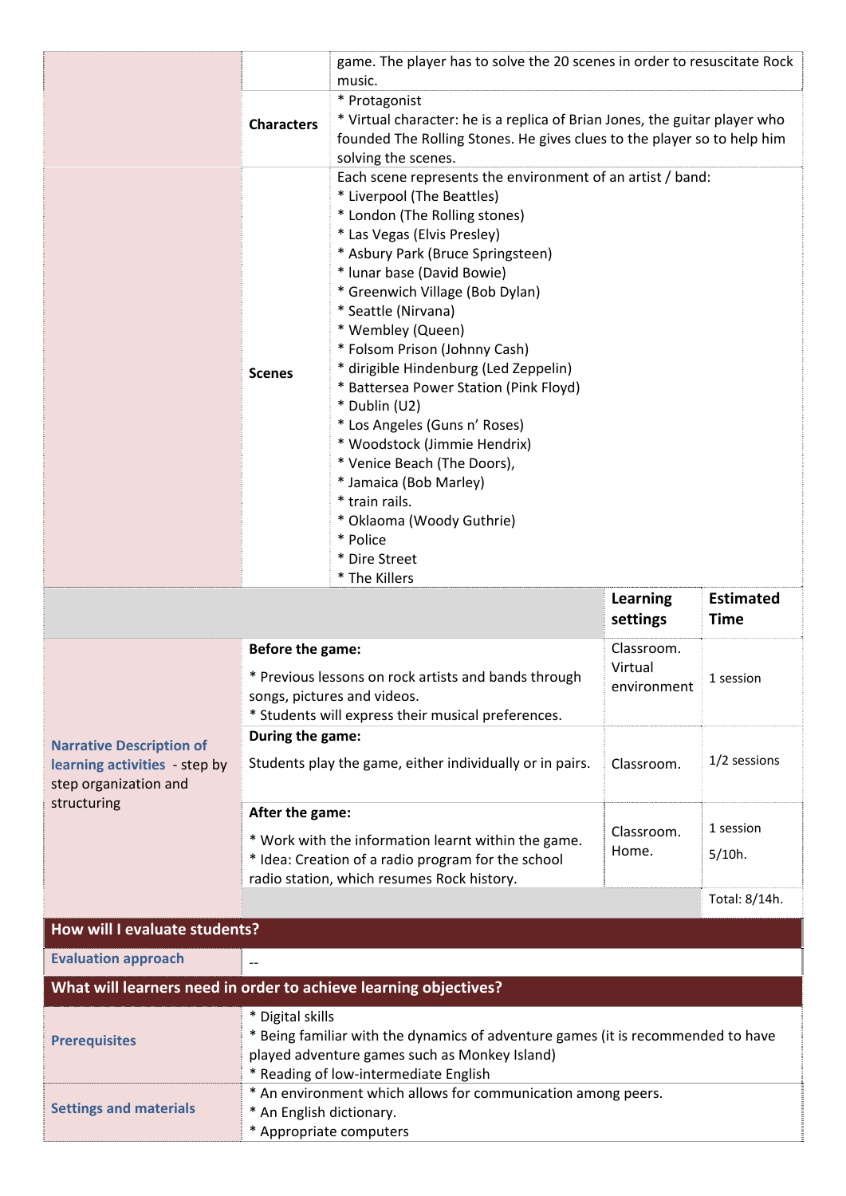| | | |
|---|---|---|
| | | game. The player has to solve the 20 scenes in order to resuscitate Rock music. |
| | **Characters** | * Protagonist<br>* Virtual character: he is a replica of Brian Jones, the guitar player who founded The Rolling Stones. He gives clues to the player so to help him solving the scenes. |
| | **Scenes** | Each scene represents the environment of an artist / band:<br>* Liverpool (The Beattles)<br>* London (The Rolling stones)<br>* Las Vegas (Elvis Presley)<br>* Asbury Park (Bruce Springsteen)<br>* lunar base (David Bowie)<br>* Greenwich Village (Bob Dylan)<br>* Seattle (Nirvana)<br>* Wembley (Queen)<br>* Folsom Prison (Johnny Cash)<br>* dirigible Hindenburg (Led Zeppelin)<br>* Battersea Power Station (Pink Floyd)<br>* Dublin (U2)<br>* Los Angeles (Guns n' Roses)<br>* Woodstock (Jimmie Hendrix)<br>* Venice Beach (The Doors),<br>* Jamaica (Bob Marley)<br>* train rails.<br>* Oklaoma (Woody Guthrie)<br>* Police<br>* Dire Street<br>* The Killers |

| | | **Learning settings** | **Estimated Time** |
|---|---|---|---|
| **Narrative Description of learning activities** - step by step organization and structuring | **Before the game:**<br>* Previous lessons on rock artists and bands through songs, pictures and videos.<br>* Students will express their musical preferences. | Classroom. Virtual environment | 1 session |
| | **During the game:**<br>Students play the game, either individually or in pairs. | Classroom. | 1/2 sessions |
| | **After the game:**<br>* Work with the information learnt within the game.<br>* Idea: Creation of a radio program for the school radio station, which resumes Rock history. | Classroom. Home. | 1 session<br>5/10h. |
| | | | Total: 8/14h. |

## How will I evaluate students?

| | |
|---|---|
| **Evaluation approach** | -- |

## What will learners need in order to achieve learning objectives?

| | |
|---|---|
| **Prerequisites** | * Digital skills<br>* Being familiar with the dynamics of adventure games (it is recommended to have played adventure games such as Monkey Island)<br>* Reading of low-intermediate English |
| **Settings and materials** | * An environment which allows for communication among peers.<br>* An English dictionary.<br>* Appropriate computers |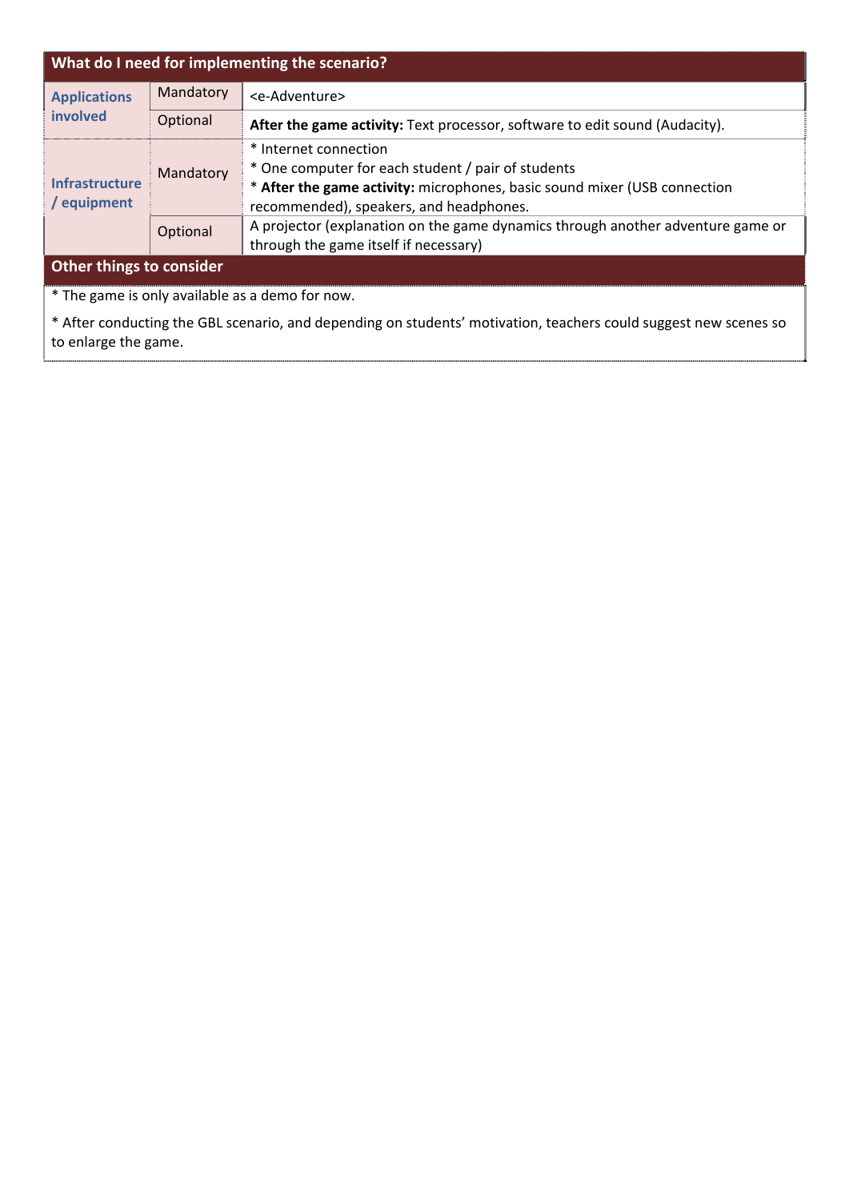| What do I need for implementing the scenario? | | |
|---|---|---|
| **Applications involved** | Mandatory | <e-Adventure> |
| | Optional | **After the game activity:** Text processor, software to edit sound (Audacity). |
| **Infrastructure / equipment** | Mandatory | * Internet connection<br>* One computer for each student / pair of students<br>* **After the game activity:** microphones, basic sound mixer (USB connection recommended), speakers, and headphones. |
| | Optional | A projector (explanation on the game dynamics through another adventure game or through the game itself if necessary) |

## Other things to consider

* The game is only available as a demo for now.

* After conducting the GBL scenario, and depending on students' motivation, teachers could suggest new scenes so to enlarge the game.